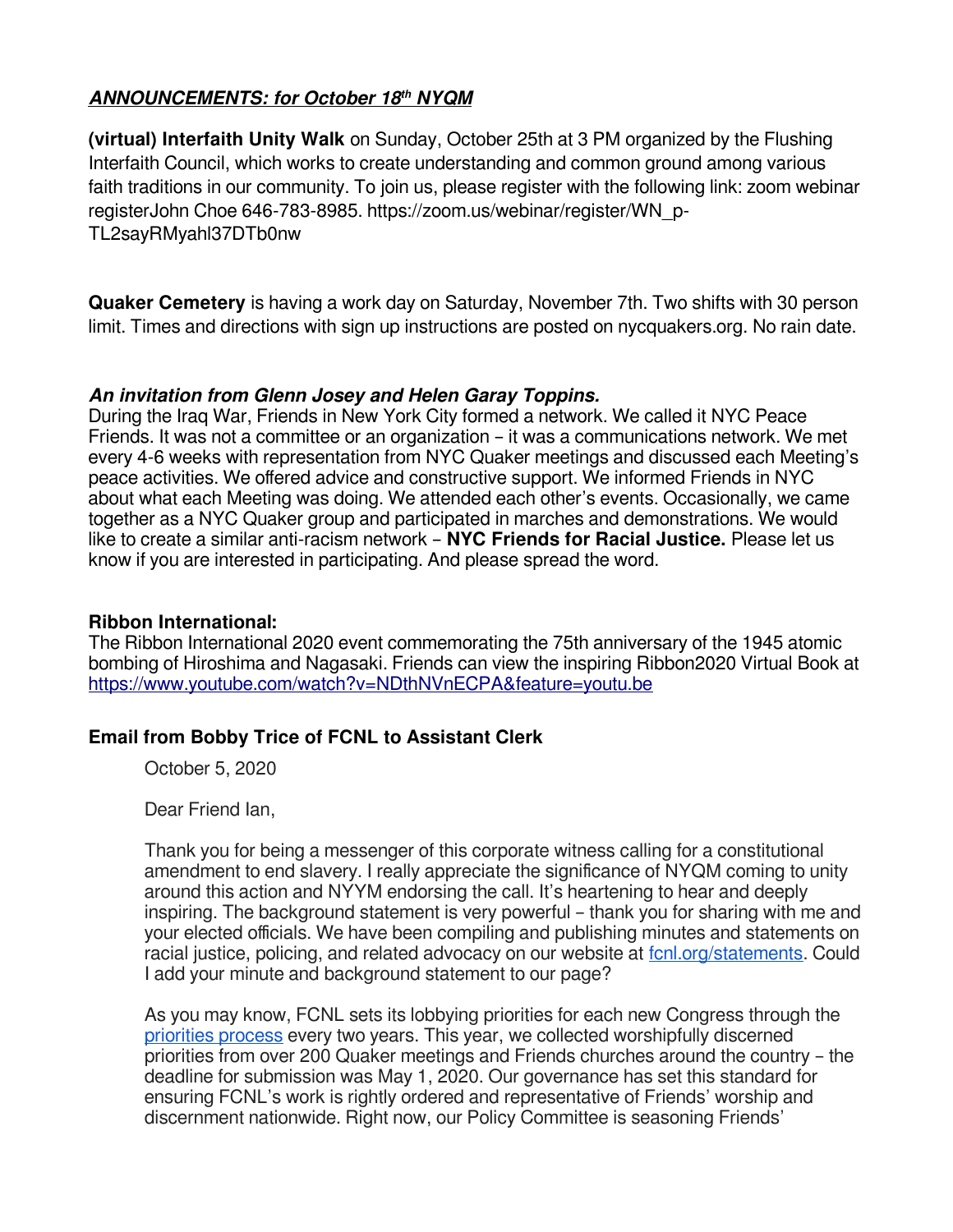## ***ANNOUNCEMENTS: for October 18th NYQM***

**(virtual) Interfaith Unity Walk** on Sunday, October 25th at 3 PM organized by the Flushing Interfaith Council, which works to create understanding and common ground among various faith traditions in our community. To join us, please register with the following link: zoom webinar registerJohn Choe 646-783-8985. https://zoom.us/webinar/register/WN_p-TL2sayRMyahl37DTb0nw

**Quaker Cemetery** is having a work day on Saturday, November 7th. Two shifts with 30 person limit. Times and directions with sign up instructions are posted on nycquakers.org. No rain date.

***An invitation from Glenn Josey and Helen Garay Toppins.***
During the Iraq War, Friends in New York City formed a network. We called it NYC Peace Friends. It was not a committee or an organization – it was a communications network. We met every 4-6 weeks with representation from NYC Quaker meetings and discussed each Meeting's peace activities. We offered advice and constructive support. We informed Friends in NYC about what each Meeting was doing. We attended each other's events. Occasionally, we came together as a NYC Quaker group and participated in marches and demonstrations. We would like to create a similar anti-racism network – **NYC Friends for Racial Justice.** Please let us know if you are interested in participating. And please spread the word.

**Ribbon International:**
The Ribbon International 2020 event commemorating the 75th anniversary of the 1945 atomic bombing of Hiroshima and Nagasaki. Friends can view the inspiring Ribbon2020 Virtual Book at https://www.youtube.com/watch?v=NDthNVnECPA&feature=youtu.be

**Email from Bobby Trice of FCNL to Assistant Clerk**

> October 5, 2020
>
> Dear Friend Ian,
>
> Thank you for being a messenger of this corporate witness calling for a constitutional amendment to end slavery. I really appreciate the significance of NYQM coming to unity around this action and NYYM endorsing the call. It's heartening to hear and deeply inspiring. The background statement is very powerful – thank you for sharing with me and your elected officials. We have been compiling and publishing minutes and statements on racial justice, policing, and related advocacy on our website at fcnl.org/statements. Could I add your minute and background statement to our page?
>
> As you may know, FCNL sets its lobbying priorities for each new Congress through the priorities process every two years. This year, we collected worshipfully discerned priorities from over 200 Quaker meetings and Friends churches around the country – the deadline for submission was May 1, 2020. Our governance has set this standard for ensuring FCNL's work is rightly ordered and representative of Friends' worship and discernment nationwide. Right now, our Policy Committee is seasoning Friends'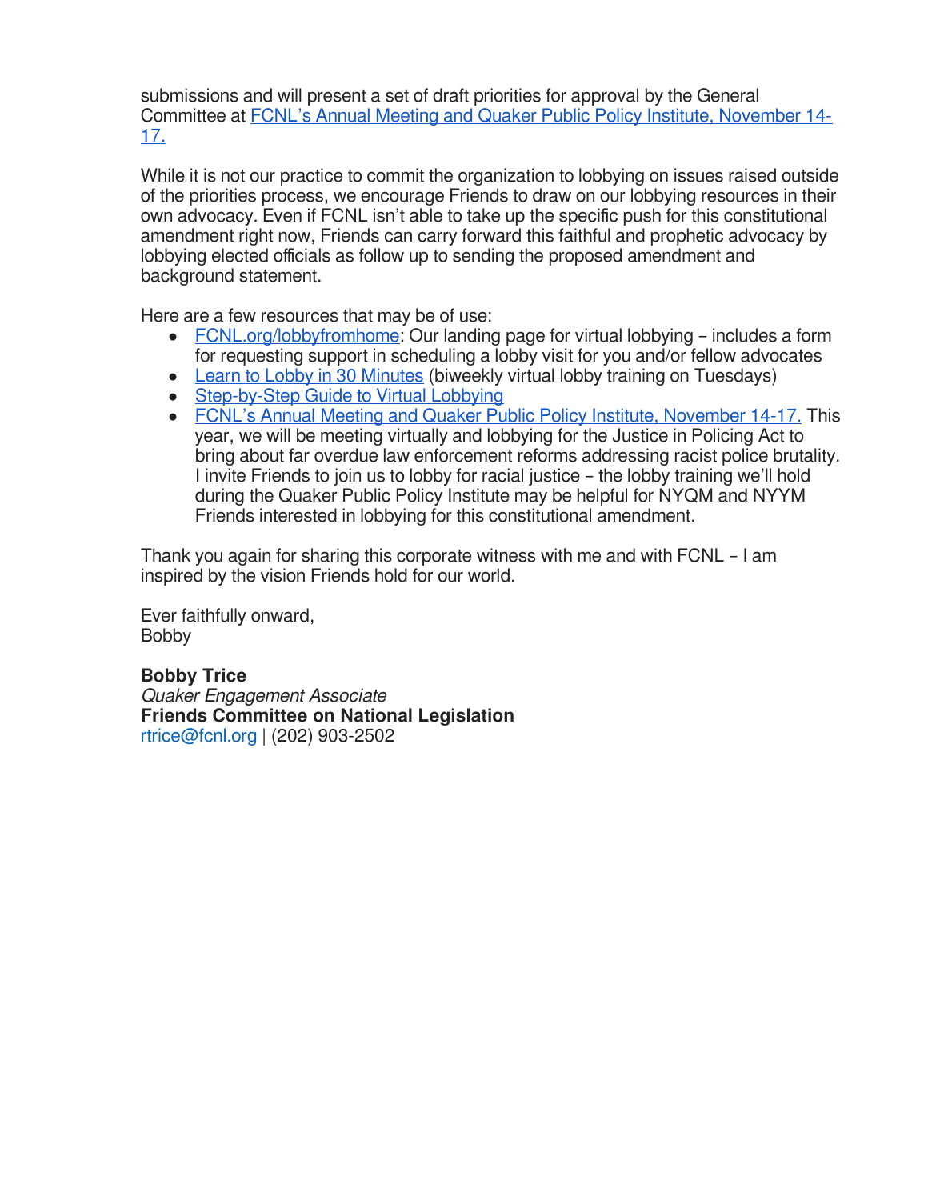submissions and will present a set of draft priorities for approval by the General Committee at FCNL's Annual Meeting and Quaker Public Policy Institute, November 14-17.

While it is not our practice to commit the organization to lobbying on issues raised outside of the priorities process, we encourage Friends to draw on our lobbying resources in their own advocacy. Even if FCNL isn't able to take up the specific push for this constitutional amendment right now, Friends can carry forward this faithful and prophetic advocacy by lobbying elected officials as follow up to sending the proposed amendment and background statement.

Here are a few resources that may be of use:

- FCNL.org/lobbyfromhome: Our landing page for virtual lobbying – includes a form for requesting support in scheduling a lobby visit for you and/or fellow advocates
- Learn to Lobby in 30 Minutes (biweekly virtual lobby training on Tuesdays)
- Step-by-Step Guide to Virtual Lobbying
- FCNL's Annual Meeting and Quaker Public Policy Institute, November 14-17. This year, we will be meeting virtually and lobbying for the Justice in Policing Act to bring about far overdue law enforcement reforms addressing racist police brutality. I invite Friends to join us to lobby for racial justice – the lobby training we'll hold during the Quaker Public Policy Institute may be helpful for NYQM and NYYM Friends interested in lobbying for this constitutional amendment.

Thank you again for sharing this corporate witness with me and with FCNL – I am inspired by the vision Friends hold for our world.

Ever faithfully onward,
Bobby

**Bobby Trice**
*Quaker Engagement Associate*
**Friends Committee on National Legislation**
rtrice@fcnl.org | (202) 903-2502